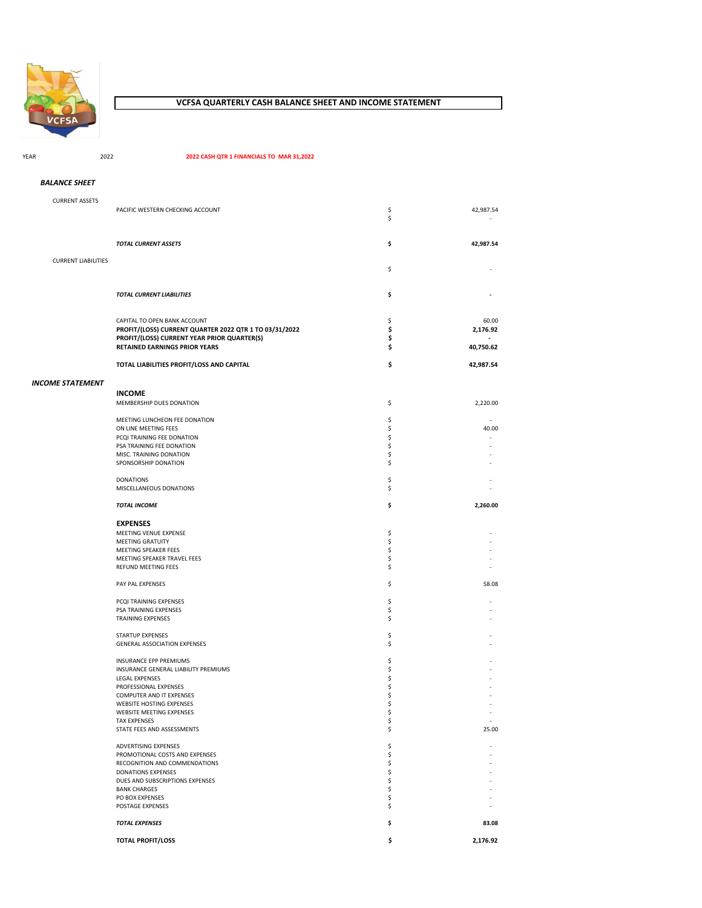# VCFSA QUARTERLY CASH BALANCE SHEET AND INCOME STATEMENT

YEAR 2022 **2022 CASH QTR 1 FINANCIALS TO MAR 31,2022**

## *BALANCE SHEET*

| | | | |
|---|---|---|---|
| CURRENT ASSETS | | | |
| | PACIFIC WESTERN CHECKING ACCOUNT | $ | 42,987.54 |
| | | $ | - |
| | ***TOTAL CURRENT ASSETS*** | **$** | **42,987.54** |
| CURRENT LIABILITIES | | | |
| | | $ | - |
| | ***TOTAL CURRENT LIABILITIES*** | **$** | **-** |
| | CAPITAL TO OPEN BANK ACCOUNT | $ | 60.00 |
| | **PROFIT/(LOSS) CURRENT QUARTER 2022 QTR 1 TO 03/31/2022** | **$** | **2,176.92** |
| | **PROFIT/(LOSS) CURRENT YEAR PRIOR QUARTER(S)** | **$** | **-** |
| | **RETAINED EARNINGS PRIOR YEARS** | **$** | **40,750.62** |
| | **TOTAL LIABILITIES PROFIT/LOSS AND CAPITAL** | **$** | **42,987.54** |

## *INCOME STATEMENT*

| | | |
|---|---|---|
| **INCOME** | | |
| MEMBERSHIP DUES DONATION | $ | 2,220.00 |
| MEETING LUNCHEON FEE DONATION | $ | - |
| ON LINE MEETING FEES | $ | 40.00 |
| PCQI TRAINING FEE DONATION | $ | - |
| PSA TRAINING FEE DONATION | $ | - |
| MISC. TRAINING DONATION | $ | - |
| SPONSORSHIP DONATION | $ | - |
| DONATIONS | $ | - |
| MISCELLANEOUS DONATIONS | $ | - |
| ***TOTAL INCOME*** | **$** | **2,260.00** |
| **EXPENSES** | | |
| MEETING VENUE EXPENSE | $ | - |
| MEETING GRATUITY | $ | - |
| MEETING SPEAKER FEES | $ | - |
| MEETING SPEAKER TRAVEL FEES | $ | - |
| REFUND MEETING FEES | $ | - |
| PAY PAL EXPENSES | $ | 58.08 |
| PCQI TRAINING EXPENSES | $ | - |
| PSA TRAINING EXPENSES | $ | - |
| TRAINING EXPENSES | $ | - |
| STARTUP EXPENSES | $ | - |
| GENERAL ASSOCIATION EXPENSES | $ | - |
| INSURANCE EPP PREMIUMS | $ | - |
| INSURANCE GENERAL LIABILITY PREMIUMS | $ | - |
| LEGAL EXPENSES | $ | - |
| PROFESSIONAL EXPENSES | $ | - |
| COMPUTER AND IT EXPENSES | $ | - |
| WEBSITE HOSTING EXPENSES | $ | - |
| WEBSITE MEETING EXPENSES | $ | - |
| TAX EXPENSES | $ | - |
| STATE FEES AND ASSESSMENTS | $ | 25.00 |
| ADVERTISING EXPENSES | $ | - |
| PROMOTIONAL COSTS AND EXPENSES | $ | - |
| RECOGNITION AND COMMENDATIONS | $ | - |
| DONATIONS EXPENSES | $ | - |
| DUES AND SUBSCRIPTIONS EXPENSES | $ | - |
| BANK CHARGES | $ | - |
| PO BOX EXPENSES | $ | - |
| POSTAGE EXPENSES | $ | - |
| ***TOTAL EXPENSES*** | **$** | **83.08** |
| **TOTAL PROFIT/LOSS** | **$** | **2,176.92** |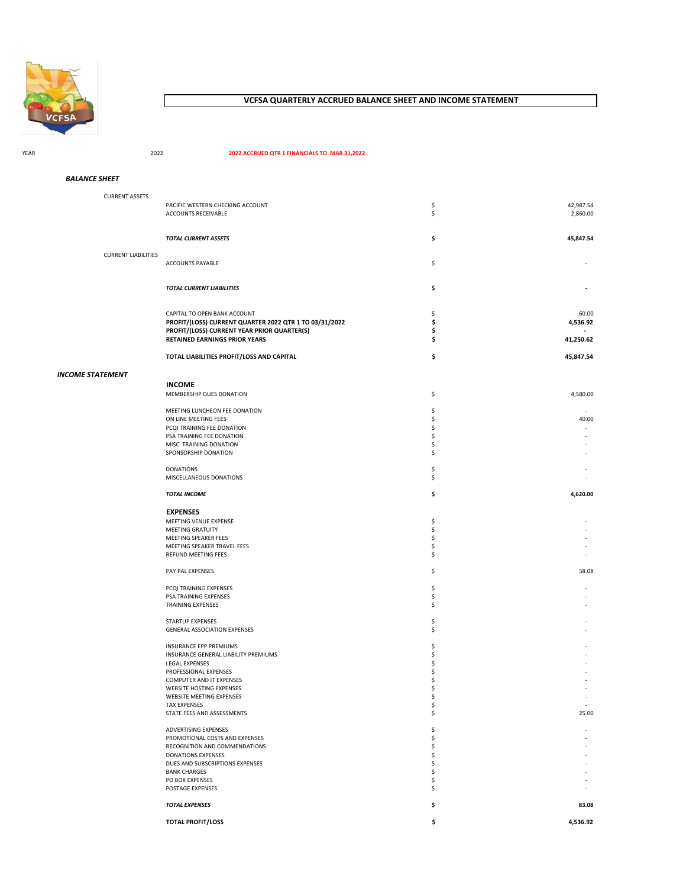# VCFSA QUARTERLY ACCRUED BALANCE SHEET AND INCOME STATEMENT

YEAR 2022 **2022 ACCRUED QTR 1 FINANCIALS TO MAR 31,2022**

### *BALANCE SHEET*

| | | | |
|---|---|---|---|
| CURRENT ASSETS | | | |
| | PACIFIC WESTERN CHECKING ACCOUNT | $ | 42,987.54 |
| | ACCOUNTS RECEIVABLE | $ | 2,860.00 |
| | ***TOTAL CURRENT ASSETS*** | **$** | **45,847.54** |
| CURRENT LIABILITIES | | | |
| | ACCOUNTS PAYABLE | $ | - |
| | ***TOTAL CURRENT LIABILITIES*** | **$** | **-** |
| | CAPITAL TO OPEN BANK ACCOUNT | $ | 60.00 |
| | **PROFIT/(LOSS) CURRENT QUARTER 2022 QTR 1 TO 03/31/2022** | **$** | **4,536.92** |
| | **PROFIT/(LOSS) CURRENT YEAR PRIOR QUARTER(S)** | **$** | **-** |
| | **RETAINED EARNINGS PRIOR YEARS** | **$** | **41,250.62** |
| | **TOTAL LIABILITIES PROFIT/LOSS AND CAPITAL** | **$** | **45,847.54** |

### *INCOME STATEMENT*

| | | |
|---|---|---|
| **INCOME** | | |
| MEMBERSHIP DUES DONATION | $ | 4,580.00 |
| MEETING LUNCHEON FEE DONATION | $ | - |
| ON LINE MEETING FEES | $ | 40.00 |
| PCQI TRAINING FEE DONATION | $ | - |
| PSA TRAINING FEE DONATION | $ | - |
| MISC. TRAINING DONATION | $ | - |
| SPONSORSHIP DONATION | $ | - |
| DONATIONS | $ | - |
| MISCELLANEOUS DONATIONS | $ | - |
| ***TOTAL INCOME*** | **$** | **4,620.00** |
| **EXPENSES** | | |
| MEETING VENUE EXPENSE | $ | - |
| MEETING GRATUITY | $ | - |
| MEETING SPEAKER FEES | $ | - |
| MEETING SPEAKER TRAVEL FEES | $ | - |
| REFUND MEETING FEES | $ | - |
| PAY PAL EXPENSES | $ | 58.08 |
| PCQI TRAINING EXPENSES | $ | - |
| PSA TRAINING EXPENSES | $ | - |
| TRAINING EXPENSES | $ | - |
| STARTUP EXPENSES | $ | - |
| GENERAL ASSOCIATION EXPENSES | $ | - |
| INSURANCE EPP PREMIUMS | $ | - |
| INSURANCE GENERAL LIABILITY PREMIUMS | $ | - |
| LEGAL EXPENSES | $ | - |
| PROFESSIONAL EXPENSES | $ | - |
| COMPUTER AND IT EXPENSES | $ | - |
| WEBSITE HOSTING EXPENSES | $ | - |
| WEBSITE MEETING EXPENSES | $ | - |
| TAX EXPENSES | $ | - |
| STATE FEES AND ASSESSMENTS | $ | 25.00 |
| ADVERTISING EXPENSES | $ | - |
| PROMOTIONAL COSTS AND EXPENSES | $ | - |
| RECOGNITION AND COMMENDATIONS | $ | - |
| DONATIONS EXPENSES | $ | - |
| DUES AND SUBSCRIPTIONS EXPENSES | $ | - |
| BANK CHARGES | $ | - |
| PO BOX EXPENSES | $ | - |
| POSTAGE EXPENSES | $ | - |
| ***TOTAL EXPENSES*** | **$** | **83.08** |
| **TOTAL PROFIT/LOSS** | **$** | **4,536.92** |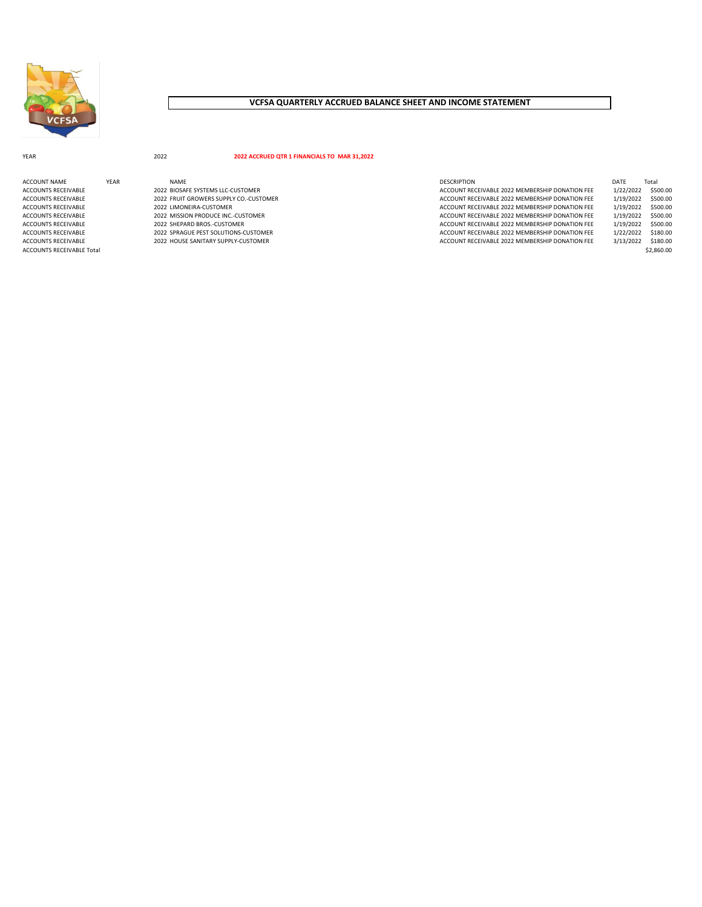# VCFSA QUARTERLY ACCRUED BALANCE SHEET AND INCOME STATEMENT

YEAR 2022 **2022 ACCRUED QTR 1 FINANCIALS TO MAR 31,2022**

| ACCOUNT NAME | YEAR | NAME | DESCRIPTION | DATE | Total |
|---|---|---|---|---|---|
| ACCOUNTS RECEIVABLE | 2022 | BIOSAFE SYSTEMS LLC-CUSTOMER | ACCOUNT RECEIVABLE 2022 MEMBERSHIP DONATION FEE | 1/22/2022 | $500.00 |
| ACCOUNTS RECEIVABLE | 2022 | FRUIT GROWERS SUPPLY CO.-CUSTOMER | ACCOUNT RECEIVABLE 2022 MEMBERSHIP DONATION FEE | 1/19/2022 | $500.00 |
| ACCOUNTS RECEIVABLE | 2022 | LIMONEIRA-CUSTOMER | ACCOUNT RECEIVABLE 2022 MEMBERSHIP DONATION FEE | 1/19/2022 | $500.00 |
| ACCOUNTS RECEIVABLE | 2022 | MISSION PRODUCE INC.-CUSTOMER | ACCOUNT RECEIVABLE 2022 MEMBERSHIP DONATION FEE | 1/19/2022 | $500.00 |
| ACCOUNTS RECEIVABLE | 2022 | SHEPARD BROS.-CUSTOMER | ACCOUNT RECEIVABLE 2022 MEMBERSHIP DONATION FEE | 1/19/2022 | $500.00 |
| ACCOUNTS RECEIVABLE | 2022 | SPRAGUE PEST SOLUTIONS-CUSTOMER | ACCOUNT RECEIVABLE 2022 MEMBERSHIP DONATION FEE | 1/22/2022 | $180.00 |
| ACCOUNTS RECEIVABLE | 2022 | HOUSE SANITARY SUPPLY-CUSTOMER | ACCOUNT RECEIVABLE 2022 MEMBERSHIP DONATION FEE | 3/13/2022 | $180.00 |
| ACCOUNTS RECEIVABLE Total | | | | | $2,860.00 |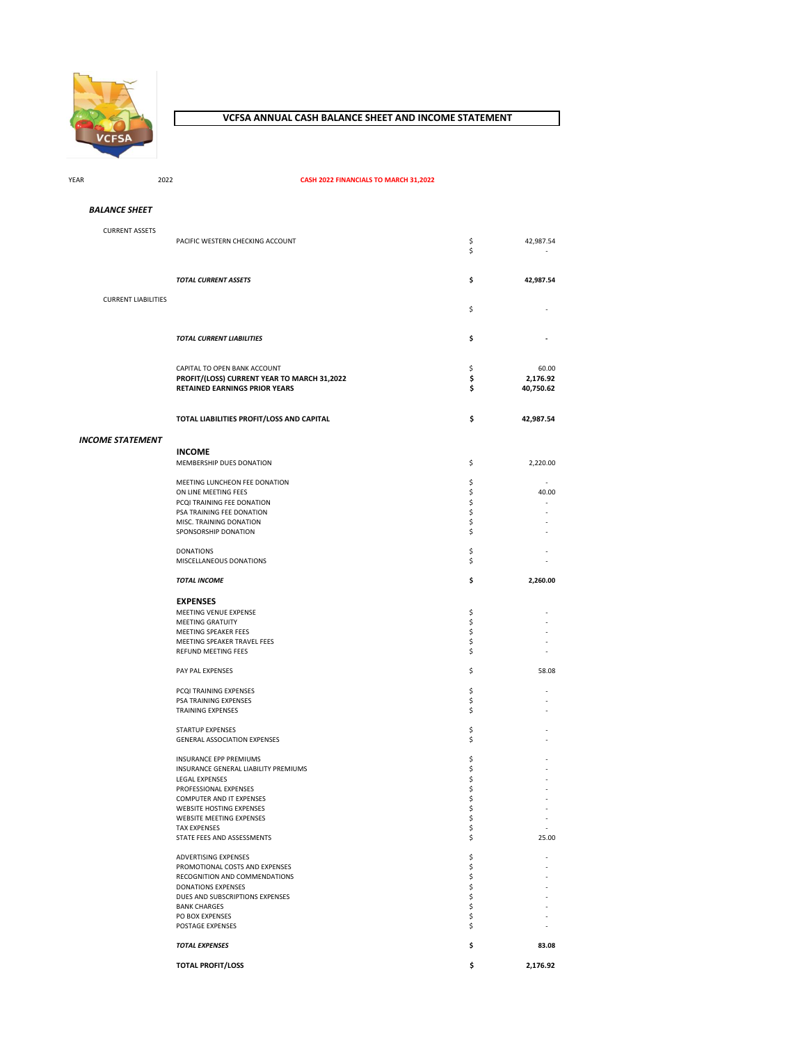# VCFSA ANNUAL CASH BALANCE SHEET AND INCOME STATEMENT

YEAR 2022

**CASH 2022 FINANCIALS TO MARCH 31,2022**

### *BALANCE SHEET*

| | | | |
|---|---|---|---|
| CURRENT ASSETS | | | |
| | PACIFIC WESTERN CHECKING ACCOUNT | $ | 42,987.54 |
| | | $ | - |
| | ***TOTAL CURRENT ASSETS*** | **$** | **42,987.54** |
| CURRENT LIABILITIES | | | |
| | | $ | - |
| | ***TOTAL CURRENT LIABILITIES*** | **$** | **-** |
| | CAPITAL TO OPEN BANK ACCOUNT | $ | 60.00 |
| | **PROFIT/(LOSS) CURRENT YEAR TO MARCH 31,2022** | **$** | **2,176.92** |
| | **RETAINED EARNINGS PRIOR YEARS** | **$** | **40,750.62** |
| | **TOTAL LIABILITIES PROFIT/LOSS AND CAPITAL** | **$** | **42,987.54** |

### *INCOME STATEMENT*

| | | |
|---|---|---|
| **INCOME** | | |
| MEMBERSHIP DUES DONATION | $ | 2,220.00 |
| MEETING LUNCHEON FEE DONATION | $ | - |
| ON LINE MEETING FEES | $ | 40.00 |
| PCQI TRAINING FEE DONATION | $ | - |
| PSA TRAINING FEE DONATION | $ | - |
| MISC. TRAINING DONATION | $ | - |
| SPONSORSHIP DONATION | $ | - |
| DONATIONS | $ | - |
| MISCELLANEOUS DONATIONS | $ | - |
| ***TOTAL INCOME*** | **$** | **2,260.00** |
| **EXPENSES** | | |
| MEETING VENUE EXPENSE | $ | - |
| MEETING GRATUITY | $ | - |
| MEETING SPEAKER FEES | $ | - |
| MEETING SPEAKER TRAVEL FEES | $ | - |
| REFUND MEETING FEES | $ | - |
| PAY PAL EXPENSES | $ | 58.08 |
| PCQI TRAINING EXPENSES | $ | - |
| PSA TRAINING EXPENSES | $ | - |
| TRAINING EXPENSES | $ | - |
| STARTUP EXPENSES | $ | - |
| GENERAL ASSOCIATION EXPENSES | $ | - |
| INSURANCE EPP PREMIUMS | $ | - |
| INSURANCE GENERAL LIABILITY PREMIUMS | $ | - |
| LEGAL EXPENSES | $ | - |
| PROFESSIONAL EXPENSES | $ | - |
| COMPUTER AND IT EXPENSES | $ | - |
| WEBSITE HOSTING EXPENSES | $ | - |
| WEBSITE MEETING EXPENSES | $ | - |
| TAX EXPENSES | $ | - |
| STATE FEES AND ASSESSMENTS | $ | 25.00 |
| ADVERTISING EXPENSES | $ | - |
| PROMOTIONAL COSTS AND EXPENSES | $ | - |
| RECOGNITION AND COMMENDATIONS | $ | - |
| DONATIONS EXPENSES | $ | - |
| DUES AND SUBSCRIPTIONS EXPENSES | $ | - |
| BANK CHARGES | $ | - |
| PO BOX EXPENSES | $ | - |
| POSTAGE EXPENSES | $ | - |
| ***TOTAL EXPENSES*** | **$** | **83.08** |
| **TOTAL PROFIT/LOSS** | **$** | **2,176.92** |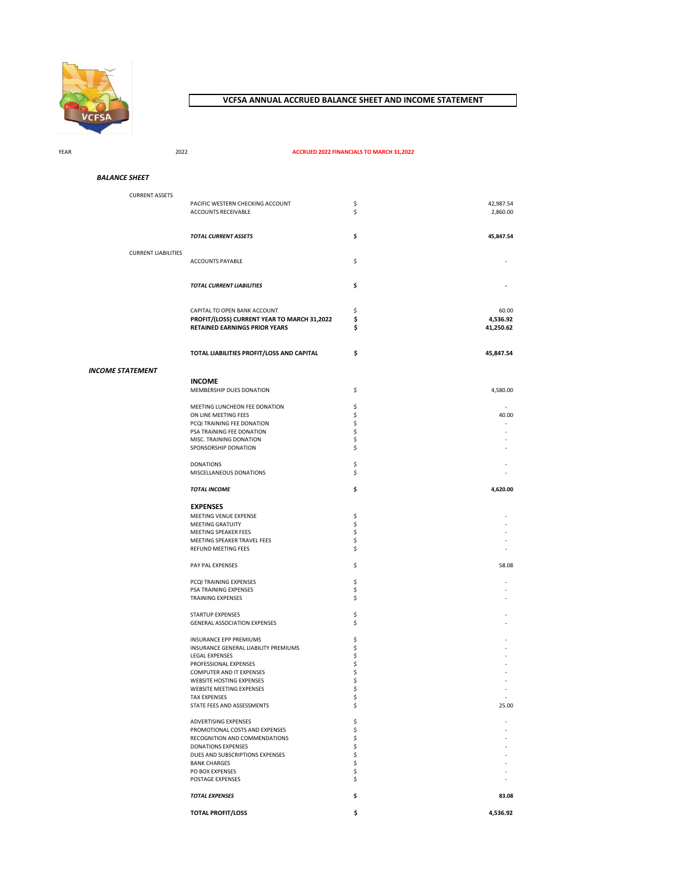# VCFSA ANNUAL ACCRUED BALANCE SHEET AND INCOME STATEMENT

YEAR 2022 **ACCRUED 2022 FINANCIALS TO MARCH 31,2022**

## *BALANCE SHEET*

| | | | |
|---|---|---|---|
| CURRENT ASSETS | PACIFIC WESTERN CHECKING ACCOUNT | $ | 42,987.54 |
| | ACCOUNTS RECEIVABLE | $ | 2,860.00 |
| | ***TOTAL CURRENT ASSETS*** | **$** | **45,847.54** |
| CURRENT LIABILITIES | ACCOUNTS PAYABLE | $ | - |
| | ***TOTAL CURRENT LIABILITIES*** | **$** | **-** |
| | CAPITAL TO OPEN BANK ACCOUNT | $ | 60.00 |
| | **PROFIT/(LOSS) CURRENT YEAR TO MARCH 31,2022** | **$** | **4,536.92** |
| | **RETAINED EARNINGS PRIOR YEARS** | **$** | **41,250.62** |
| | **TOTAL LIABILITIES PROFIT/LOSS AND CAPITAL** | **$** | **45,847.54** |

## *INCOME STATEMENT*

| | | |
|---|---|---|
| **INCOME** | | |
| MEMBERSHIP DUES DONATION | $ | 4,580.00 |
| MEETING LUNCHEON FEE DONATION | $ | - |
| ON LINE MEETING FEES | $ | 40.00 |
| PCQI TRAINING FEE DONATION | $ | - |
| PSA TRAINING FEE DONATION | $ | - |
| MISC. TRAINING DONATION | $ | - |
| SPONSORSHIP DONATION | $ | - |
| DONATIONS | $ | - |
| MISCELLANEOUS DONATIONS | $ | - |
| ***TOTAL INCOME*** | **$** | **4,620.00** |
| **EXPENSES** | | |
| MEETING VENUE EXPENSE | $ | - |
| MEETING GRATUITY | $ | - |
| MEETING SPEAKER FEES | $ | - |
| MEETING SPEAKER TRAVEL FEES | $ | - |
| REFUND MEETING FEES | $ | - |
| PAY PAL EXPENSES | $ | 58.08 |
| PCQI TRAINING EXPENSES | $ | - |
| PSA TRAINING EXPENSES | $ | - |
| TRAINING EXPENSES | $ | - |
| STARTUP EXPENSES | $ | - |
| GENERAL ASSOCIATION EXPENSES | $ | - |
| INSURANCE EPP PREMIUMS | $ | - |
| INSURANCE GENERAL LIABILITY PREMIUMS | $ | - |
| LEGAL EXPENSES | $ | - |
| PROFESSIONAL EXPENSES | $ | - |
| COMPUTER AND IT EXPENSES | $ | - |
| WEBSITE HOSTING EXPENSES | $ | - |
| WEBSITE MEETING EXPENSES | $ | - |
| TAX EXPENSES | $ | - |
| STATE FEES AND ASSESSMENTS | $ | 25.00 |
| ADVERTISING EXPENSES | $ | - |
| PROMOTIONAL COSTS AND EXPENSES | $ | - |
| RECOGNITION AND COMMENDATIONS | $ | - |
| DONATIONS EXPENSES | $ | - |
| DUES AND SUBSCRIPTIONS EXPENSES | $ | - |
| BANK CHARGES | $ | - |
| PO BOX EXPENSES | $ | - |
| POSTAGE EXPENSES | $ | - |
| ***TOTAL EXPENSES*** | **$** | **83.08** |
| **TOTAL PROFIT/LOSS** | **$** | **4,536.92** |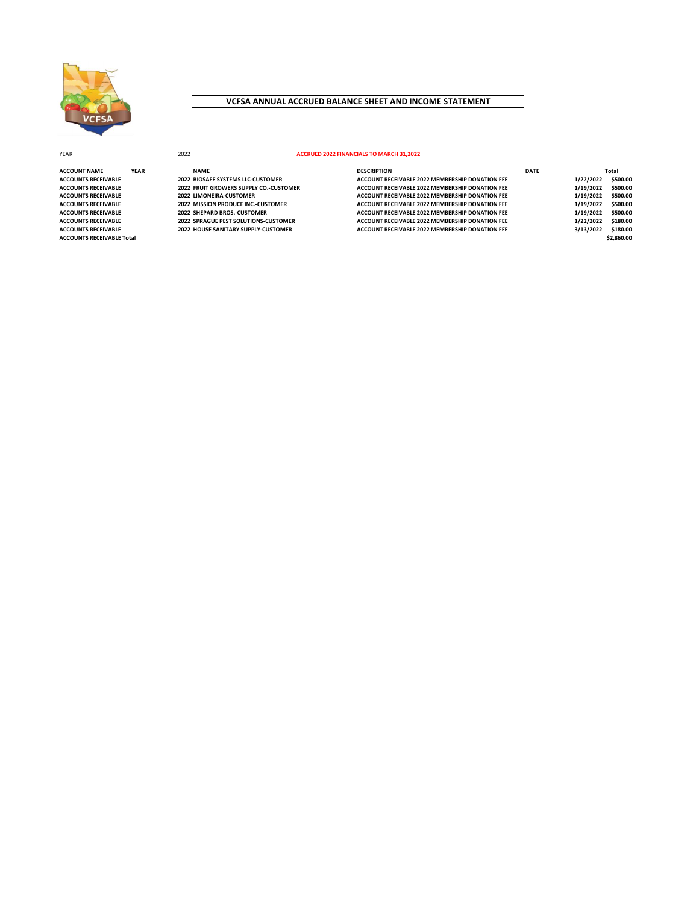# VCFSA ANNUAL ACCRUED BALANCE SHEET AND INCOME STATEMENT

YEAR 2022 **ACCRUED 2022 FINANCIALS TO MARCH 31,2022**

| ACCOUNT NAME | YEAR | NAME | DESCRIPTION | DATE | Total |
|---|---|---|---|---|---|
| ACCOUNTS RECEIVABLE | 2022 | BIOSAFE SYSTEMS LLC-CUSTOMER | ACCOUNT RECEIVABLE 2022 MEMBERSHIP DONATION FEE | 1/22/2022 | $500.00 |
| ACCOUNTS RECEIVABLE | 2022 | FRUIT GROWERS SUPPLY CO.-CUSTOMER | ACCOUNT RECEIVABLE 2022 MEMBERSHIP DONATION FEE | 1/19/2022 | $500.00 |
| ACCOUNTS RECEIVABLE | 2022 | LIMONEIRA-CUSTOMER | ACCOUNT RECEIVABLE 2022 MEMBERSHIP DONATION FEE | 1/19/2022 | $500.00 |
| ACCOUNTS RECEIVABLE | 2022 | MISSION PRODUCE INC.-CUSTOMER | ACCOUNT RECEIVABLE 2022 MEMBERSHIP DONATION FEE | 1/19/2022 | $500.00 |
| ACCOUNTS RECEIVABLE | 2022 | SHEPARD BROS.-CUSTOMER | ACCOUNT RECEIVABLE 2022 MEMBERSHIP DONATION FEE | 1/19/2022 | $500.00 |
| ACCOUNTS RECEIVABLE | 2022 | SPRAGUE PEST SOLUTIONS-CUSTOMER | ACCOUNT RECEIVABLE 2022 MEMBERSHIP DONATION FEE | 1/22/2022 | $180.00 |
| ACCOUNTS RECEIVABLE | 2022 | HOUSE SANITARY SUPPLY-CUSTOMER | ACCOUNT RECEIVABLE 2022 MEMBERSHIP DONATION FEE | 3/13/2022 | $180.00 |
| ACCOUNTS RECEIVABLE Total | | | | | $2,860.00 |